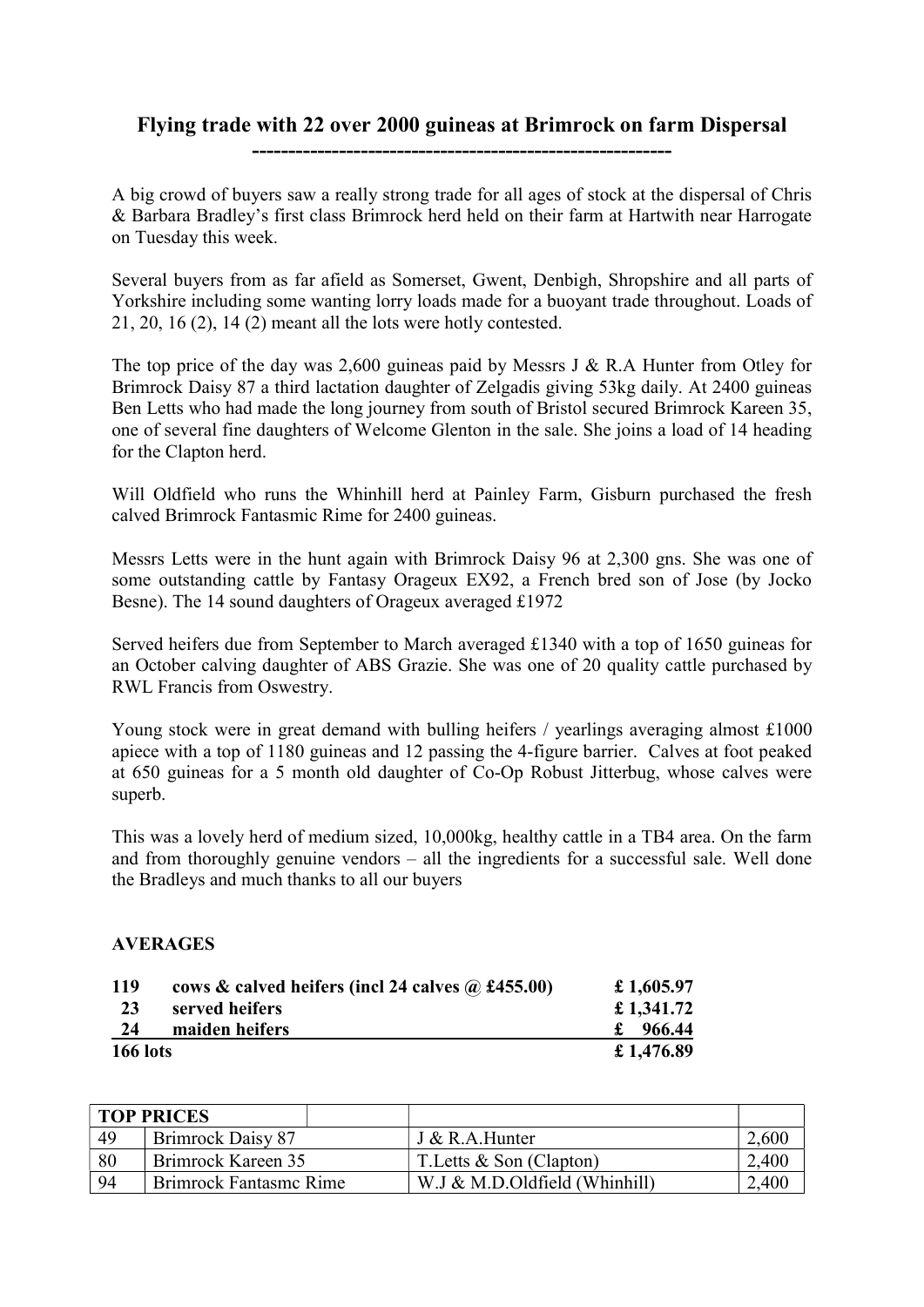# Flying trade with 22 over 2000 guineas at Brimrock on farm Dispersal

A big crowd of buyers saw a really strong trade for all ages of stock at the dispersal of Chris & Barbara Bradley's first class Brimrock herd held on their farm at Hartwith near Harrogate on Tuesday this week.

Several buyers from as far afield as Somerset, Gwent, Denbigh, Shropshire and all parts of Yorkshire including some wanting lorry loads made for a buoyant trade throughout. Loads of 21, 20, 16 (2), 14 (2) meant all the lots were hotly contested.

The top price of the day was 2,600 guineas paid by Messrs J & R.A Hunter from Otley for Brimrock Daisy 87 a third lactation daughter of Zelgadis giving 53kg daily. At 2400 guineas Ben Letts who had made the long journey from south of Bristol secured Brimrock Kareen 35, one of several fine daughters of Welcome Glenton in the sale. She joins a load of 14 heading for the Clapton herd.

Will Oldfield who runs the Whinhill herd at Painley Farm, Gisburn purchased the fresh calved Brimrock Fantasmic Rime for 2400 guineas.

Messrs Letts were in the hunt again with Brimrock Daisy 96 at 2,300 gns. She was one of some outstanding cattle by Fantasy Orageux EX92, a French bred son of Jose (by Jocko Besne). The 14 sound daughters of Orageux averaged £1972

Served heifers due from September to March averaged £1340 with a top of 1650 guineas for an October calving daughter of ABS Grazie. She was one of 20 quality cattle purchased by RWL Francis from Oswestry.

Young stock were in great demand with bulling heifers / yearlings averaging almost £1000 apiece with a top of 1180 guineas and 12 passing the 4-figure barrier. Calves at foot peaked at 650 guineas for a 5 month old daughter of Co-Op Robust Jitterbug, whose calves were superb.

This was a lovely herd of medium sized, 10,000kg, healthy cattle in a TB4 area. On the farm and from thoroughly genuine vendors – all the ingredients for a successful sale. Well done the Bradleys and much thanks to all our buyers

**AVERAGES**

| | | |
|---|---|---|
| **119** | **cows & calved heifers (incl 24 calves @ £455.00)** | **£ 1,605.97** |
| **23** | **served heifers** | **£ 1,341.72** |
| **24** | **maiden heifers** | **£ 966.44** |
| **166 lots** | | **£ 1,476.89** |

| **TOP PRICES** | | | |
|---|---|---|---|
| 49 | Brimrock Daisy 87 | J & R.A.Hunter | 2,600 |
| 80 | Brimrock Kareen 35 | T.Letts & Son (Clapton) | 2,400 |
| 94 | Brimrock Fantasmc Rime | W.J & M.D.Oldfield (Whinhill) | 2,400 |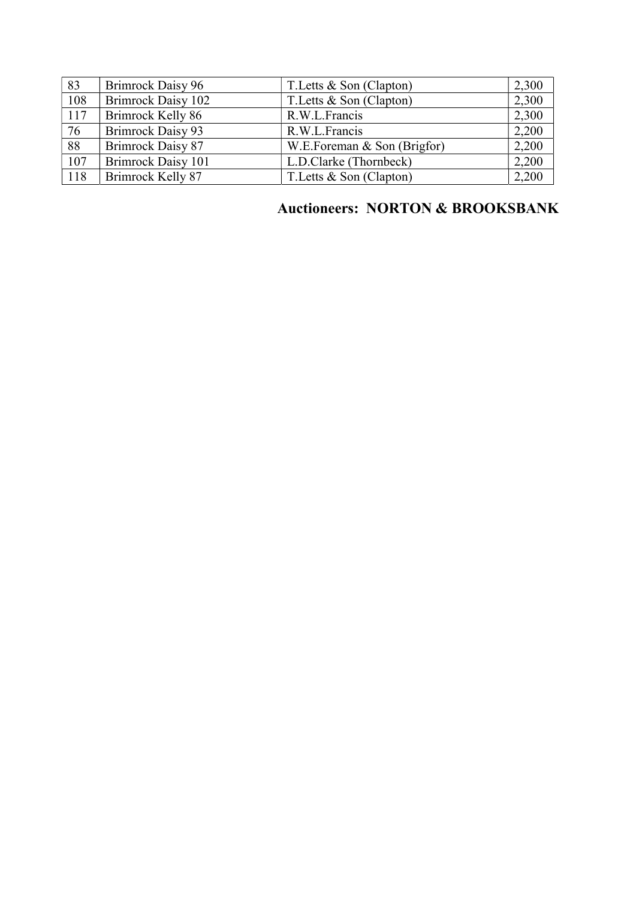| | | | |
|---|---|---|---|
| 83 | Brimrock Daisy 96 | T.Letts & Son (Clapton) | 2,300 |
| 108 | Brimrock Daisy 102 | T.Letts & Son (Clapton) | 2,300 |
| 117 | Brimrock Kelly 86 | R.W.L.Francis | 2,300 |
| 76 | Brimrock Daisy 93 | R.W.L.Francis | 2,200 |
| 88 | Brimrock Daisy 87 | W.E.Foreman & Son (Brigfor) | 2,200 |
| 107 | Brimrock Daisy 101 | L.D.Clarke (Thornbeck) | 2,200 |
| 118 | Brimrock Kelly 87 | T.Letts & Son (Clapton) | 2,200 |

**Auctioneers: NORTON & BROOKSBANK**